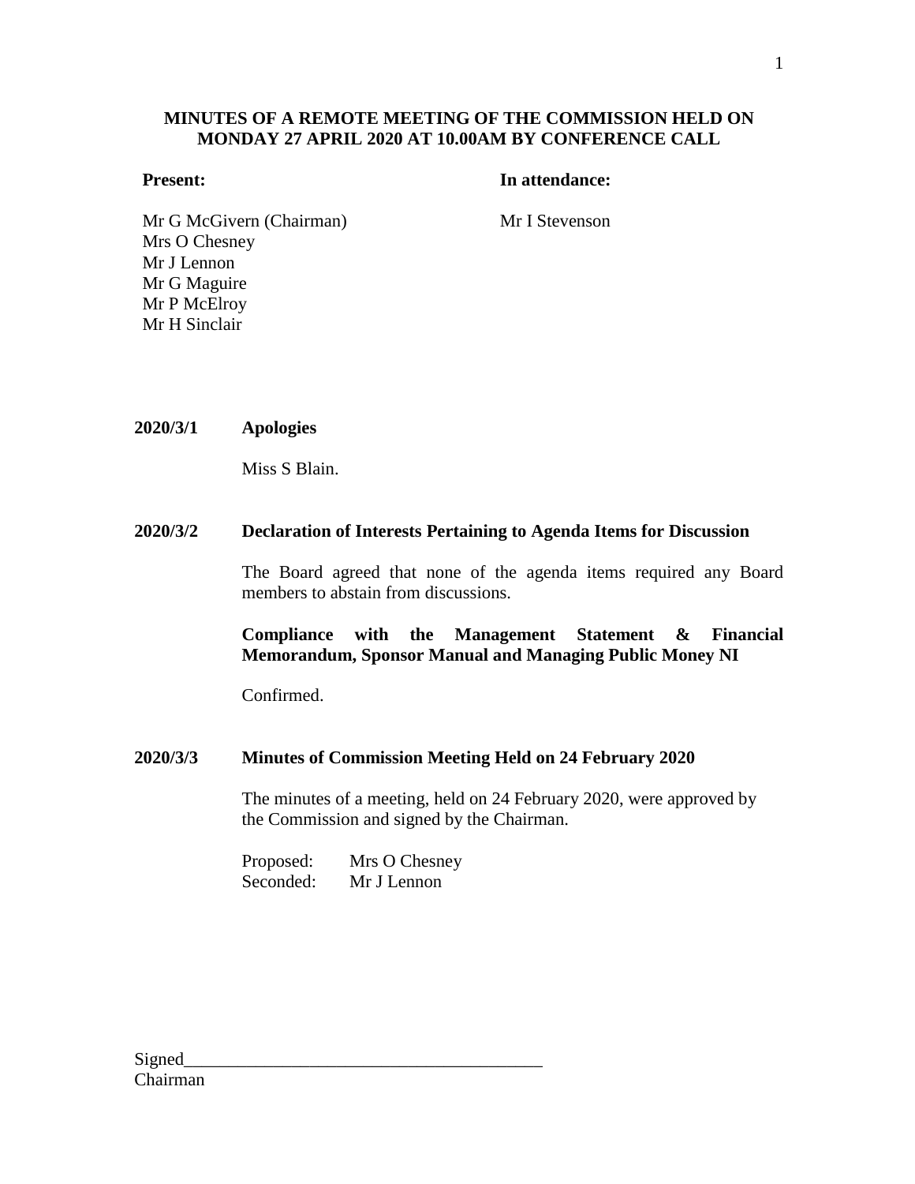# MINUTES OF A REMOTE MEETING OF THE COMMISSION HELD ON MONDAY 27 APRIL 2020 AT 10.00AM BY CONFERENCE CALL

| **Present:** | **In attendance:** |
| --- | --- |
| Mr G McGivern (Chairman) | Mr I Stevenson |
| Mrs O Chesney | |
| Mr J Lennon | |
| Mr G Maguire | |
| Mr P McElroy | |
| Mr H Sinclair | |

**2020/3/1 Apologies**

Miss S Blain.

**2020/3/2 Declaration of Interests Pertaining to Agenda Items for Discussion**

The Board agreed that none of the agenda items required any Board members to abstain from discussions.

**Compliance with the Management Statement & Financial Memorandum, Sponsor Manual and Managing Public Money NI**

Confirmed.

**2020/3/3 Minutes of Commission Meeting Held on 24 February 2020**

The minutes of a meeting, held on 24 February 2020, were approved by the Commission and signed by the Chairman.

Proposed: Mrs O Chesney
Seconded: Mr J Lennon

Signed________________________________________
Chairman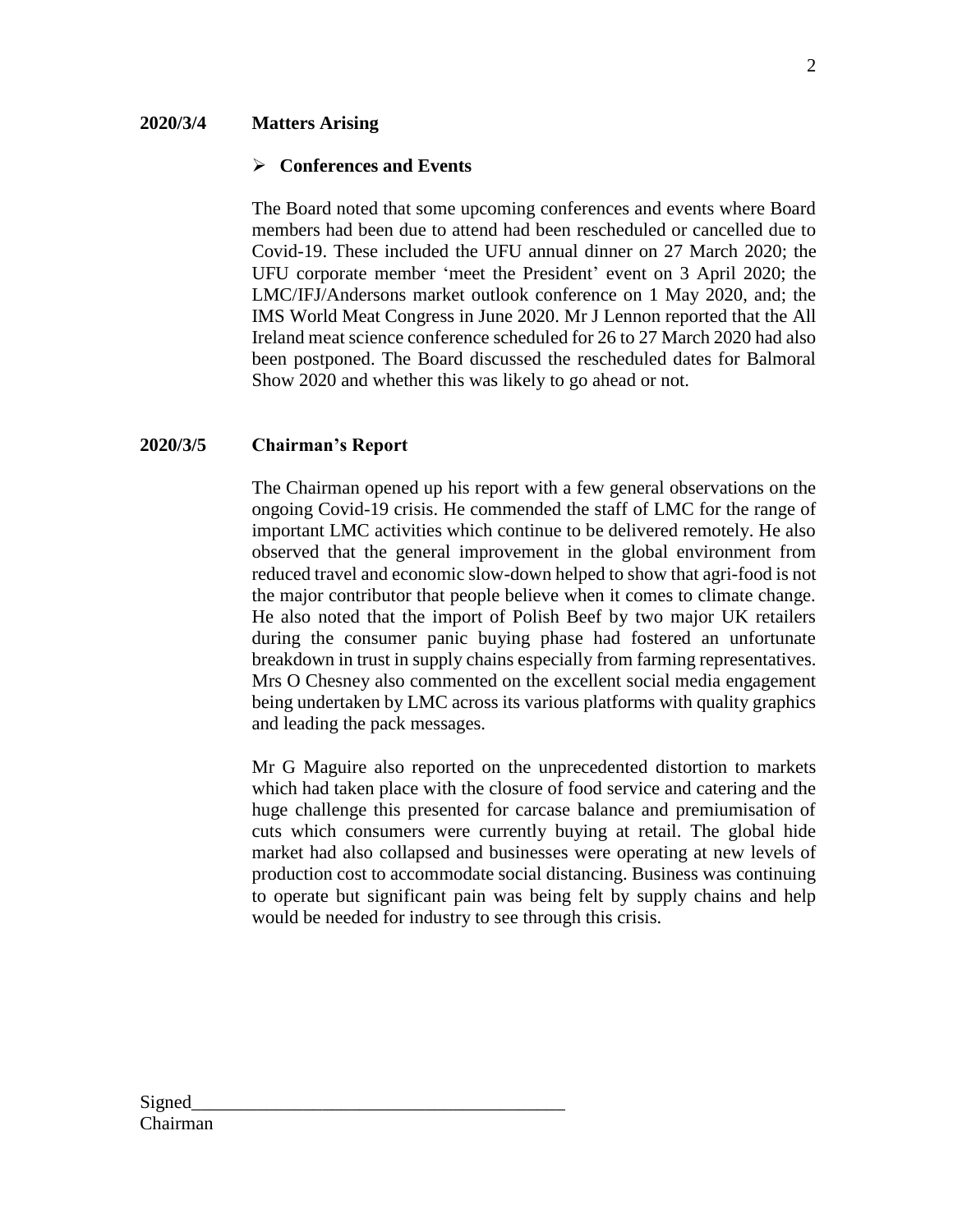**2020/3/4 Matters Arising**

- **Conferences and Events**

The Board noted that some upcoming conferences and events where Board members had been due to attend had been rescheduled or cancelled due to Covid-19. These included the UFU annual dinner on 27 March 2020; the UFU corporate member 'meet the President' event on 3 April 2020; the LMC/IFJ/Andersons market outlook conference on 1 May 2020, and; the IMS World Meat Congress in June 2020. Mr J Lennon reported that the All Ireland meat science conference scheduled for 26 to 27 March 2020 had also been postponed. The Board discussed the rescheduled dates for Balmoral Show 2020 and whether this was likely to go ahead or not.

**2020/3/5 Chairman's Report**

The Chairman opened up his report with a few general observations on the ongoing Covid-19 crisis. He commended the staff of LMC for the range of important LMC activities which continue to be delivered remotely. He also observed that the general improvement in the global environment from reduced travel and economic slow-down helped to show that agri-food is not the major contributor that people believe when it comes to climate change. He also noted that the import of Polish Beef by two major UK retailers during the consumer panic buying phase had fostered an unfortunate breakdown in trust in supply chains especially from farming representatives. Mrs O Chesney also commented on the excellent social media engagement being undertaken by LMC across its various platforms with quality graphics and leading the pack messages.

Mr G Maguire also reported on the unprecedented distortion to markets which had taken place with the closure of food service and catering and the huge challenge this presented for carcase balance and premiumisation of cuts which consumers were currently buying at retail. The global hide market had also collapsed and businesses were operating at new levels of production cost to accommodate social distancing. Business was continuing to operate but significant pain was being felt by supply chains and help would be needed for industry to see through this crisis.

Signed________________________________________
Chairman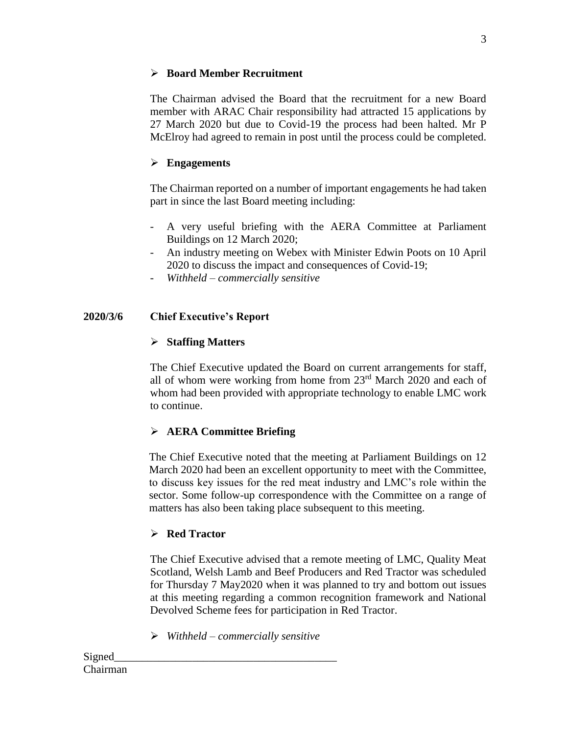- **Board Member Recruitment**

  The Chairman advised the Board that the recruitment for a new Board member with ARAC Chair responsibility had attracted 15 applications by 27 March 2020 but due to Covid-19 the process had been halted. Mr P McElroy had agreed to remain in post until the process could be completed.

- **Engagements**

  The Chairman reported on a number of important engagements he had taken part in since the last Board meeting including:

  - A very useful briefing with the AERA Committee at Parliament Buildings on 12 March 2020;
  - An industry meeting on Webex with Minister Edwin Poots on 10 April 2020 to discuss the impact and consequences of Covid-19;
  - *Withheld – commercially sensitive*

**2020/3/6 Chief Executive's Report**

- **Staffing Matters**

  The Chief Executive updated the Board on current arrangements for staff, all of whom were working from home from 23rd March 2020 and each of whom had been provided with appropriate technology to enable LMC work to continue.

- **AERA Committee Briefing**

  The Chief Executive noted that the meeting at Parliament Buildings on 12 March 2020 had been an excellent opportunity to meet with the Committee, to discuss key issues for the red meat industry and LMC's role within the sector. Some follow-up correspondence with the Committee on a range of matters has also been taking place subsequent to this meeting.

- **Red Tractor**

  The Chief Executive advised that a remote meeting of LMC, Quality Meat Scotland, Welsh Lamb and Beef Producers and Red Tractor was scheduled for Thursday 7 May2020 when it was planned to try and bottom out issues at this meeting regarding a common recognition framework and National Devolved Scheme fees for participation in Red Tractor.

- *Withheld – commercially sensitive*

Signed________________________________________
Chairman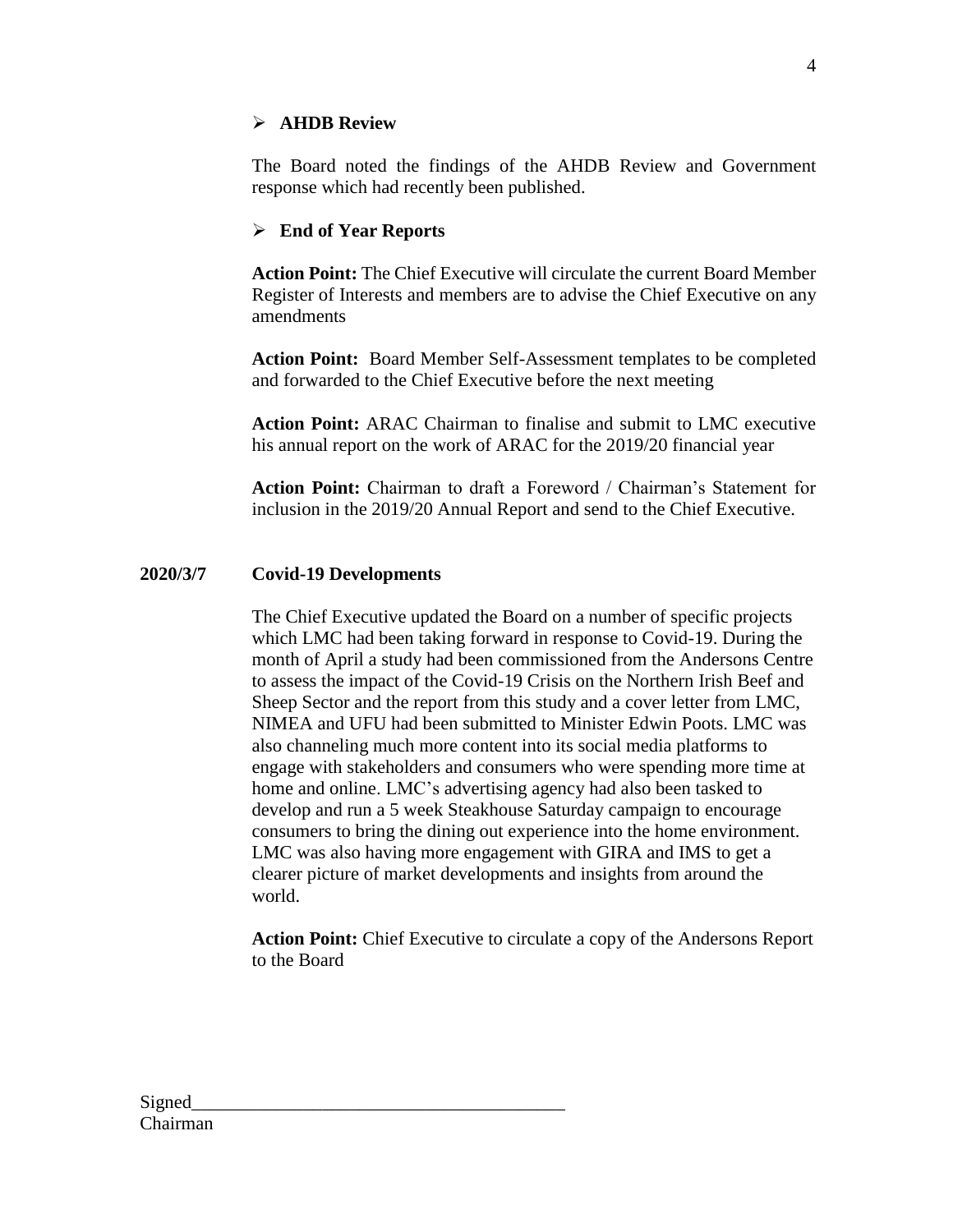- **AHDB Review**

The Board noted the findings of the AHDB Review and Government response which had recently been published.

- **End of Year Reports**

**Action Point:** The Chief Executive will circulate the current Board Member Register of Interests and members are to advise the Chief Executive on any amendments

**Action Point:** Board Member Self-Assessment templates to be completed and forwarded to the Chief Executive before the next meeting

**Action Point:** ARAC Chairman to finalise and submit to LMC executive his annual report on the work of ARAC for the 2019/20 financial year

**Action Point:** Chairman to draft a Foreword / Chairman's Statement for inclusion in the 2019/20 Annual Report and send to the Chief Executive.

**2020/3/7 Covid-19 Developments**

The Chief Executive updated the Board on a number of specific projects which LMC had been taking forward in response to Covid-19. During the month of April a study had been commissioned from the Andersons Centre to assess the impact of the Covid-19 Crisis on the Northern Irish Beef and Sheep Sector and the report from this study and a cover letter from LMC, NIMEA and UFU had been submitted to Minister Edwin Poots. LMC was also channeling much more content into its social media platforms to engage with stakeholders and consumers who were spending more time at home and online. LMC's advertising agency had also been tasked to develop and run a 5 week Steakhouse Saturday campaign to encourage consumers to bring the dining out experience into the home environment. LMC was also having more engagement with GIRA and IMS to get a clearer picture of market developments and insights from around the world.

**Action Point:** Chief Executive to circulate a copy of the Andersons Report to the Board

Signed________________________________________
Chairman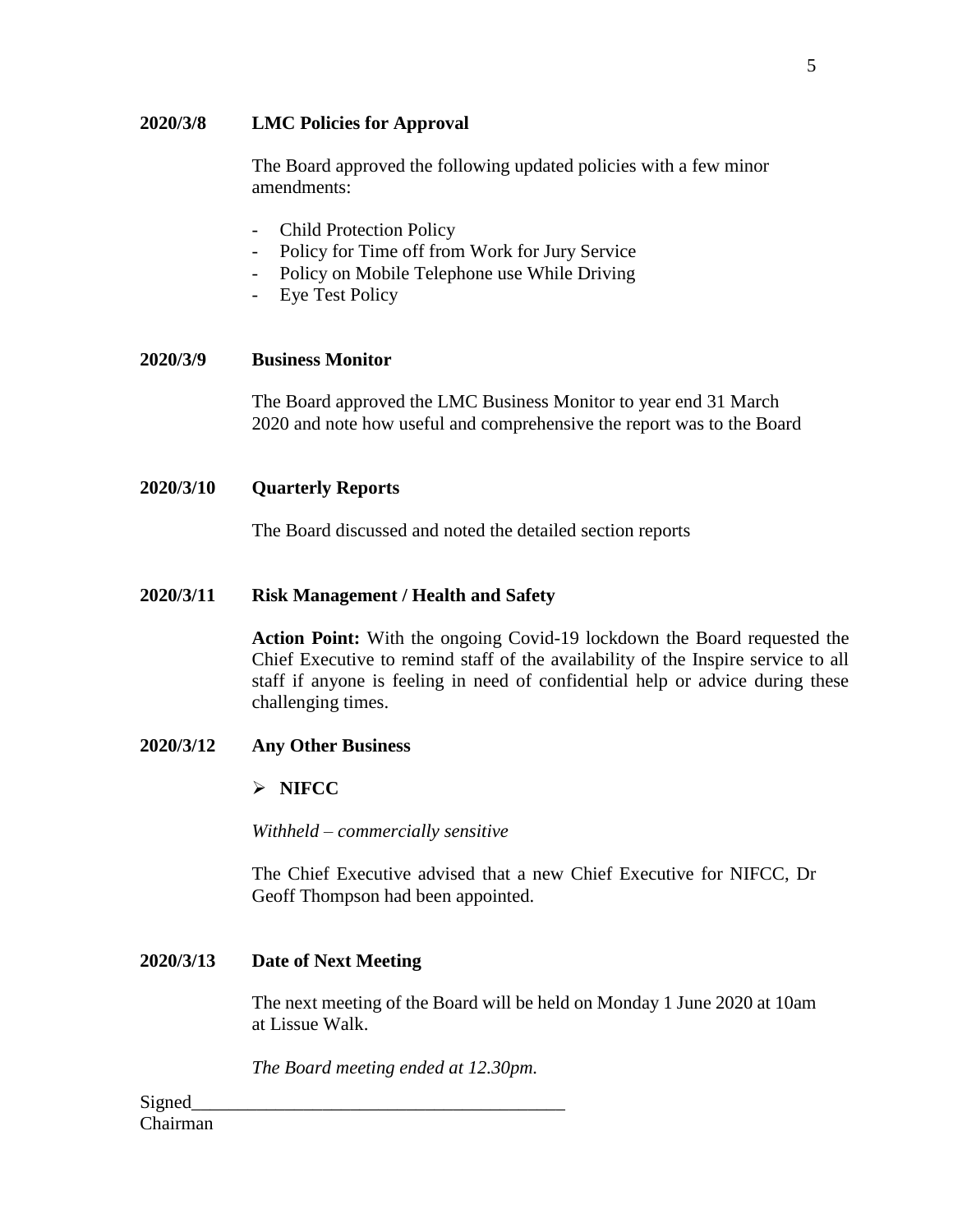**2020/3/8 LMC Policies for Approval**

The Board approved the following updated policies with a few minor amendments:

- Child Protection Policy
- Policy for Time off from Work for Jury Service
- Policy on Mobile Telephone use While Driving
- Eye Test Policy

**2020/3/9 Business Monitor**

The Board approved the LMC Business Monitor to year end 31 March 2020 and note how useful and comprehensive the report was to the Board

**2020/3/10 Quarterly Reports**

The Board discussed and noted the detailed section reports

**2020/3/11 Risk Management / Health and Safety**

**Action Point:** With the ongoing Covid-19 lockdown the Board requested the Chief Executive to remind staff of the availability of the Inspire service to all staff if anyone is feeling in need of confidential help or advice during these challenging times.

**2020/3/12 Any Other Business**

- **NIFCC**

*Withheld – commercially sensitive*

The Chief Executive advised that a new Chief Executive for NIFCC, Dr Geoff Thompson had been appointed.

**2020/3/13 Date of Next Meeting**

The next meeting of the Board will be held on Monday 1 June 2020 at 10am at Lissue Walk.

*The Board meeting ended at 12.30pm.*

Signed_______________________________________
Chairman